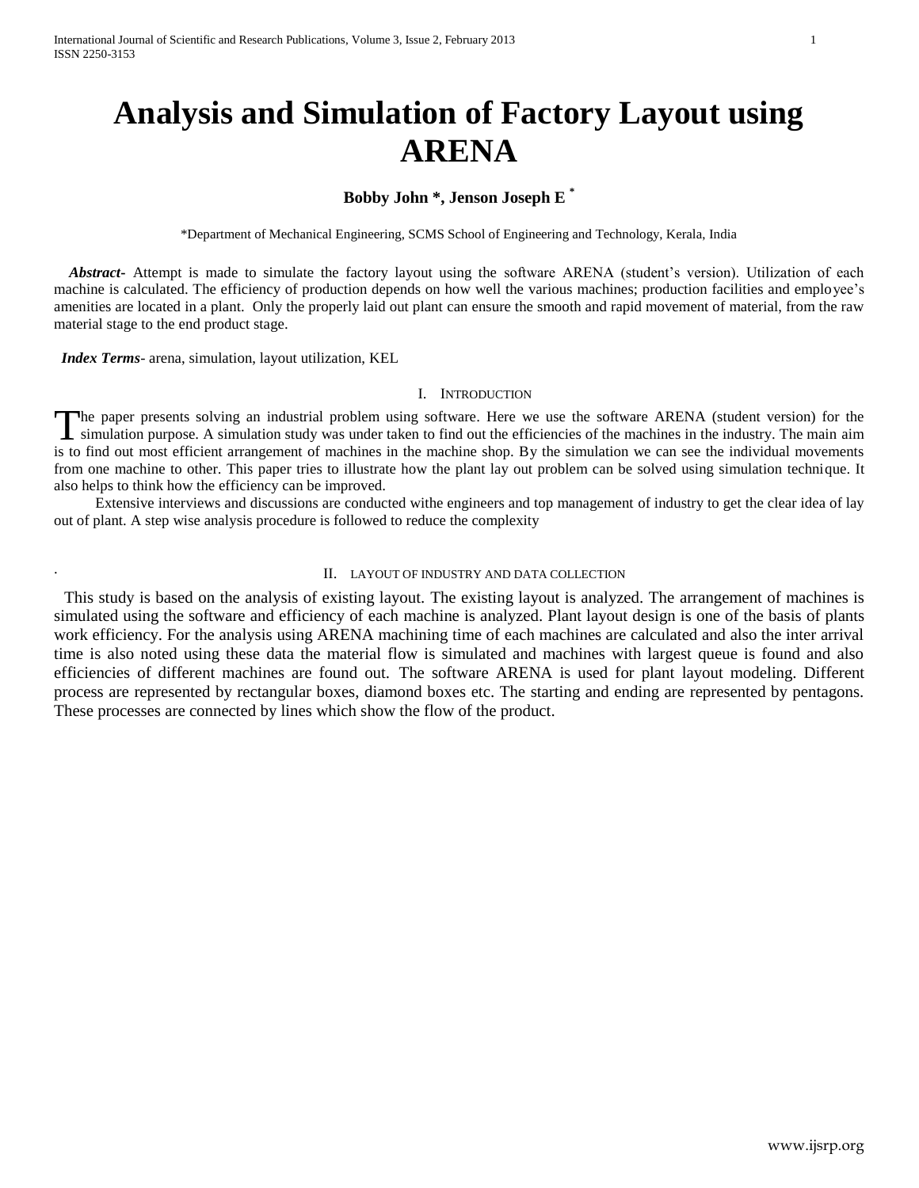# Analysis and Simulation of Factory Layout using ARENA

**Bobby John *, Jenson Joseph E ***

*Department of Mechanical Engineering, SCMS School of Engineering and Technology, Kerala, India

***Abstract***- Attempt is made to simulate the factory layout using the software ARENA (student's version). Utilization of each machine is calculated. The efficiency of production depends on how well the various machines; production facilities and employee's amenities are located in a plant. Only the properly laid out plant can ensure the smooth and rapid movement of material, from the raw material stage to the end product stage.

***Index Terms***- arena, simulation, layout utilization, KEL

## I. Introduction

The paper presents solving an industrial problem using software. Here we use the software ARENA (student version) for the simulation purpose. A simulation study was under taken to find out the efficiencies of the machines in the industry. The main aim is to find out most efficient arrangement of machines in the machine shop. By the simulation we can see the individual movements from one machine to other. This paper tries to illustrate how the plant lay out problem can be solved using simulation technique. It also helps to think how the efficiency can be improved.

Extensive interviews and discussions are conducted withe engineers and top management of industry to get the clear idea of lay out of plant. A step wise analysis procedure is followed to reduce the complexity

## II. Layout of Industry and Data Collection

This study is based on the analysis of existing layout. The existing layout is analyzed. The arrangement of machines is simulated using the software and efficiency of each machine is analyzed. Plant layout design is one of the basis of plants work efficiency. For the analysis using ARENA machining time of each machines are calculated and also the inter arrival time is also noted using these data the material flow is simulated and machines with largest queue is found and also efficiencies of different machines are found out. The software ARENA is used for plant layout modeling. Different process are represented by rectangular boxes, diamond boxes etc. The starting and ending are represented by pentagons. These processes are connected by lines which show the flow of the product.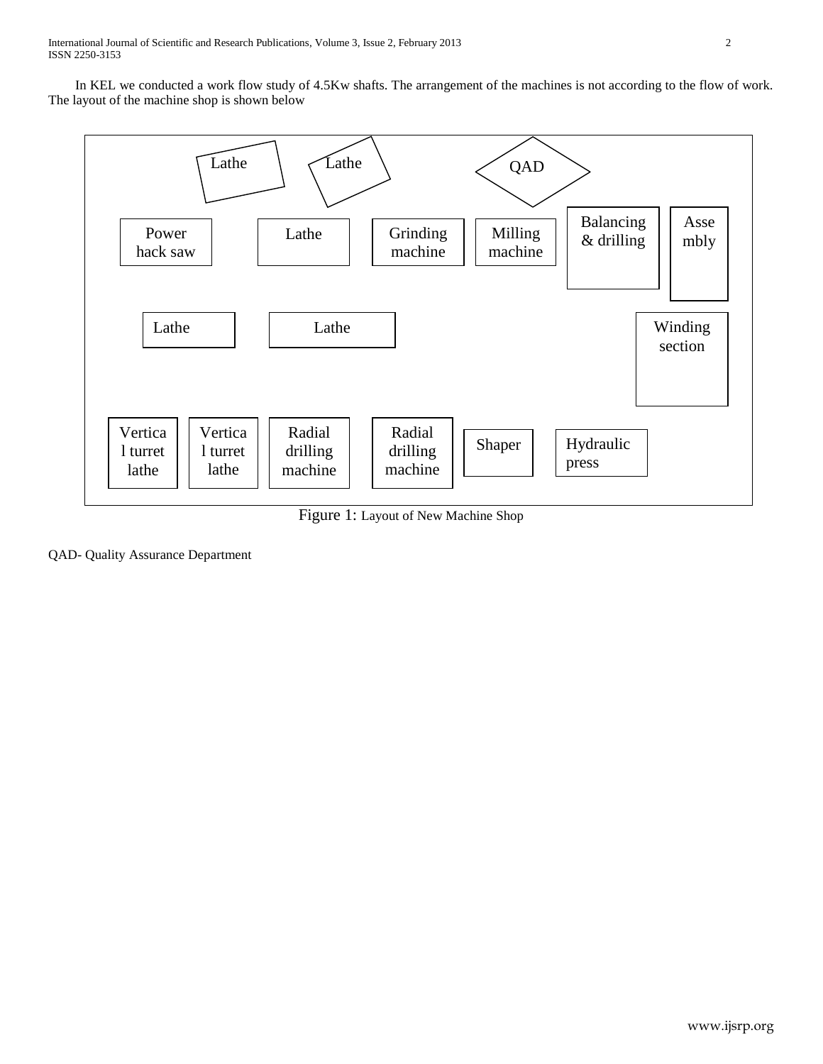In KEL we conducted a work flow study of 4.5Kw shafts. The arrangement of the machines is not according to the flow of work. The layout of the machine shop is shown below

Lathe
Lathe
QAD
Power hack saw
Lathe
Grinding machine
Milling machine
Balancing & drilling
Assembly
Lathe
Lathe
Winding section
Vertical turret lathe
Vertical turret lathe
Radial drilling machine
Radial drilling machine
Shaper
Hydraulic press

Figure 1: Layout of New Machine Shop

QAD- Quality Assurance Department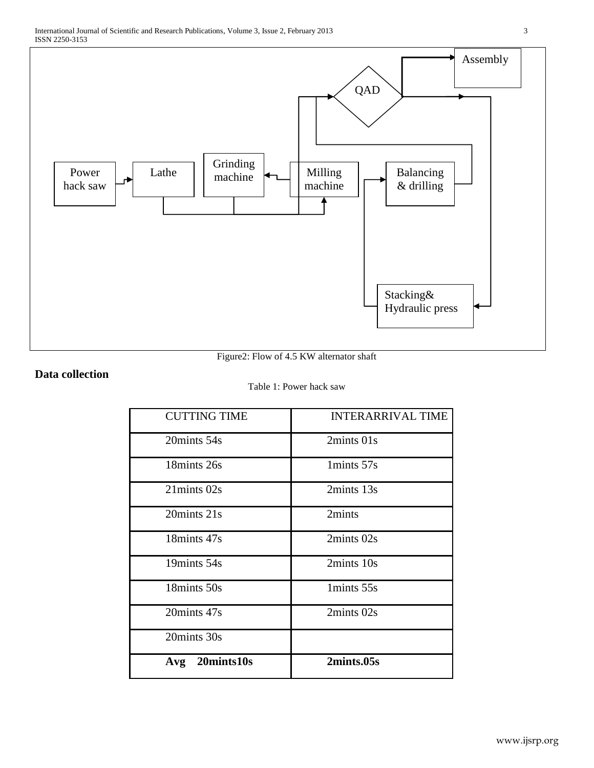Figure2: Flow of 4.5 KW alternator shaft

## Data collection

Table 1: Power hack saw

| CUTTING TIME | INTERARRIVAL TIME |
|---|---|
| 20mints 54s | 2mints 01s |
| 18mints 26s | 1mints 57s |
| 21mints 02s | 2mints 13s |
| 20mints 21s | 2mints |
| 18mints 47s | 2mints 02s |
| 19mints 54s | 2mints 10s |
| 18mints 50s | 1mints 55s |
| 20mints 47s | 2mints 02s |
| 20mints 30s | |
| **Avg 20mints10s** | **2mints.05s** |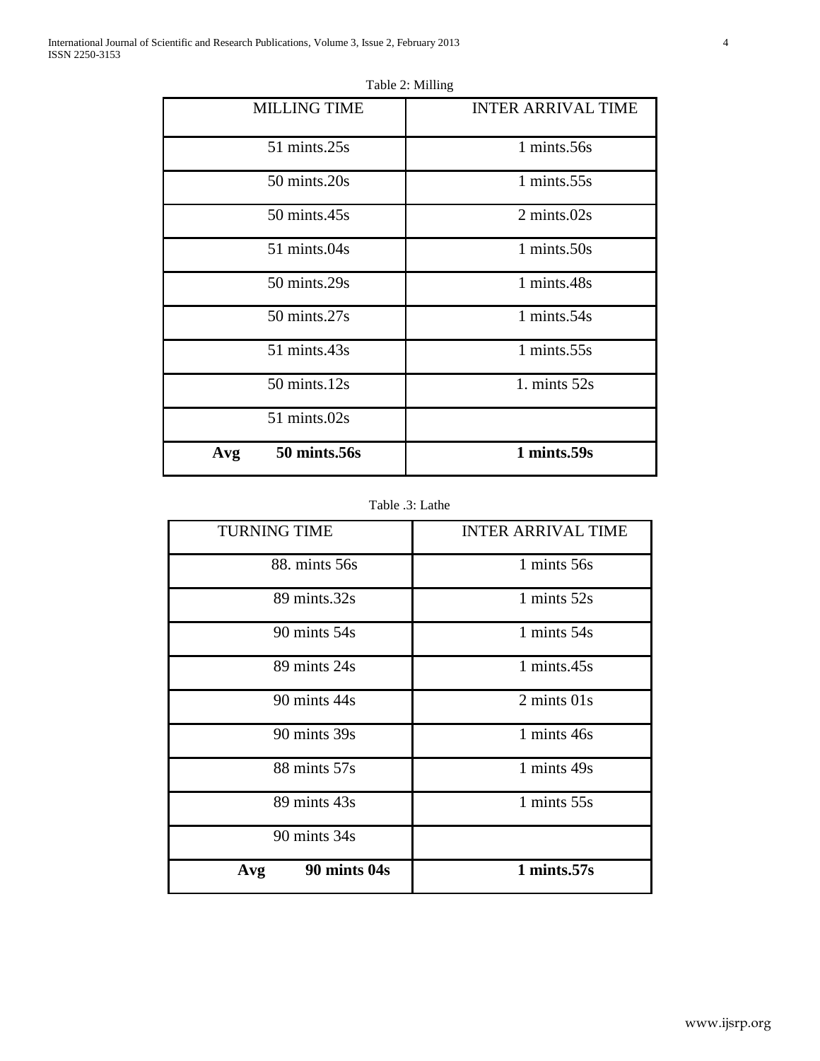Table 2: Milling

| MILLING TIME | INTER ARRIVAL TIME |
|---|---|
| 51 mints.25s | 1 mints.56s |
| 50 mints.20s | 1 mints.55s |
| 50 mints.45s | 2 mints.02s |
| 51 mints.04s | 1 mints.50s |
| 50 mints.29s | 1 mints.48s |
| 50 mints.27s | 1 mints.54s |
| 51 mints.43s | 1 mints.55s |
| 50 mints.12s | 1. mints 52s |
| 51 mints.02s | |
| **Avg 50 mints.56s** | **1 mints.59s** |

Table .3: Lathe

| TURNING TIME | INTER ARRIVAL TIME |
|---|---|
| 88. mints 56s | 1 mints 56s |
| 89 mints.32s | 1 mints 52s |
| 90 mints 54s | 1 mints 54s |
| 89 mints 24s | 1 mints.45s |
| 90 mints 44s | 2 mints 01s |
| 90 mints 39s | 1 mints 46s |
| 88 mints 57s | 1 mints 49s |
| 89 mints 43s | 1 mints 55s |
| 90 mints 34s | |
| **Avg 90 mints 04s** | **1 mints.57s** |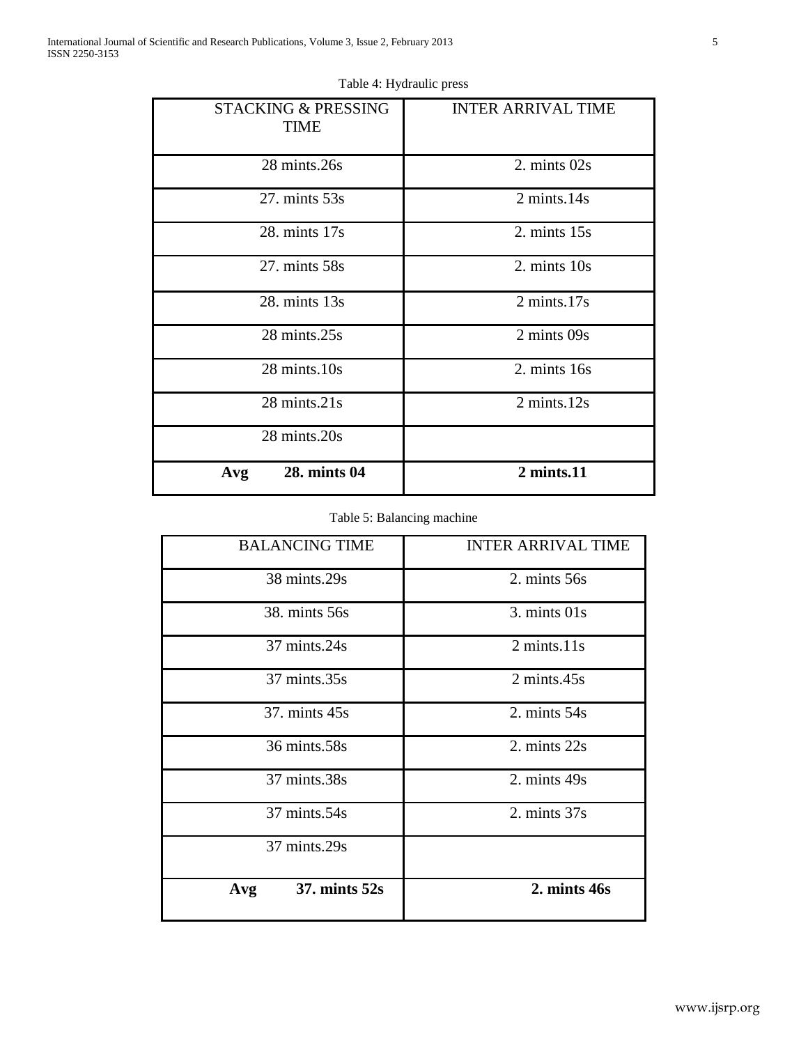Table 4: Hydraulic press

| STACKING & PRESSING TIME | INTER ARRIVAL TIME |
|---|---|
| 28 mints.26s | 2. mints 02s |
| 27. mints 53s | 2 mints.14s |
| 28. mints 17s | 2. mints 15s |
| 27. mints 58s | 2. mints 10s |
| 28. mints 13s | 2 mints.17s |
| 28 mints.25s | 2 mints 09s |
| 28 mints.10s | 2. mints 16s |
| 28 mints.21s | 2 mints.12s |
| 28 mints.20s | |
| **Avg 28. mints 04** | **2 mints.11** |

Table 5: Balancing machine

| BALANCING TIME | INTER ARRIVAL TIME |
|---|---|
| 38 mints.29s | 2. mints 56s |
| 38. mints 56s | 3. mints 01s |
| 37 mints.24s | 2 mints.11s |
| 37 mints.35s | 2 mints.45s |
| 37. mints 45s | 2. mints 54s |
| 36 mints.58s | 2. mints 22s |
| 37 mints.38s | 2. mints 49s |
| 37 mints.54s | 2. mints 37s |
| 37 mints.29s | |
| **Avg 37. mints 52s** | **2. mints 46s** |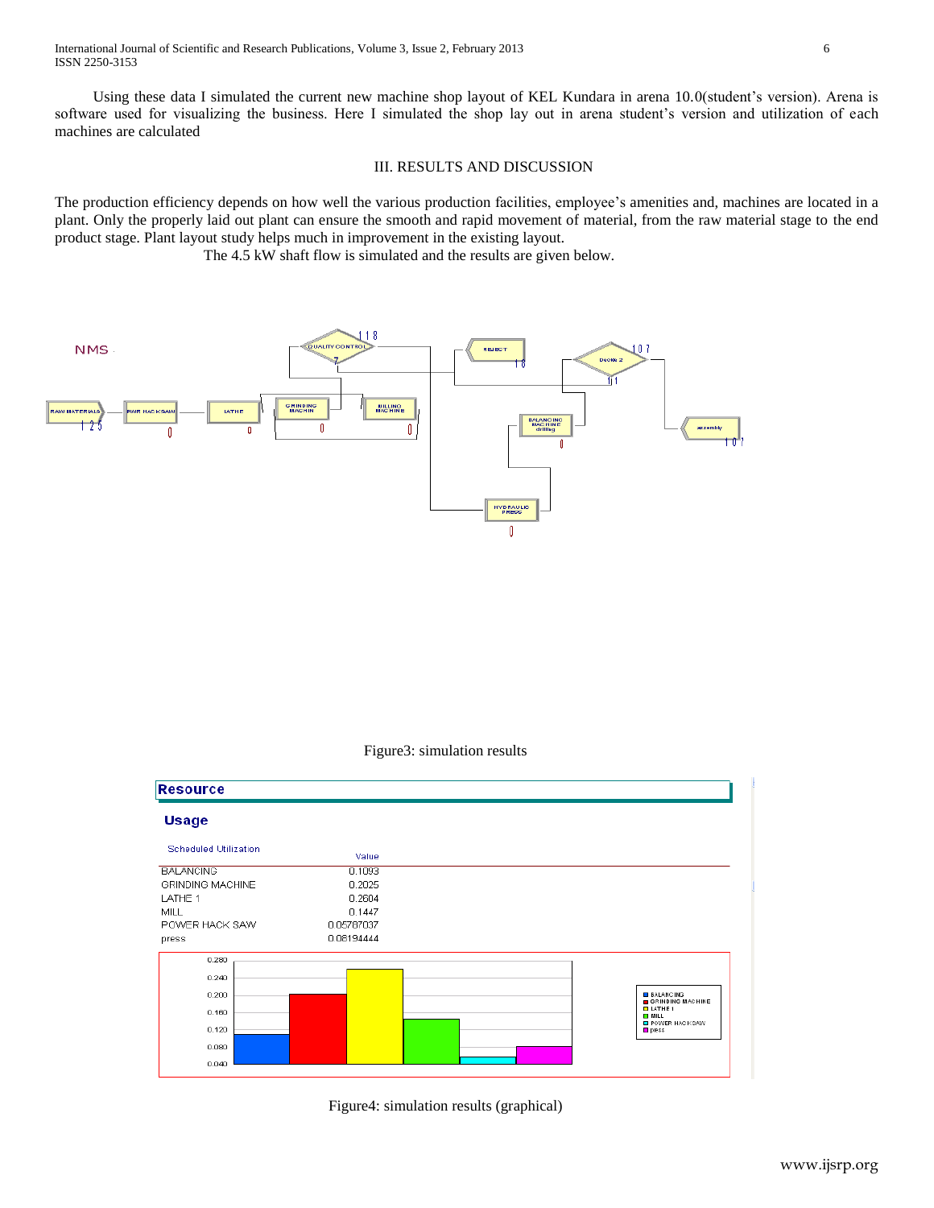Using these data I simulated the current new machine shop layout of KEL Kundara in arena 10.0(student's version). Arena is software used for visualizing the business. Here I simulated the shop lay out in arena student's version and utilization of each machines are calculated

## III. RESULTS AND DISCUSSION

The production efficiency depends on how well the various production facilities, employee's amenities and, machines are located in a plant. Only the properly laid out plant can ensure the smooth and rapid movement of material, from the raw material stage to the end product stage. Plant layout study helps much in improvement in the existing layout.

The 4.5 kW shaft flow is simulated and the results are given below.

Figure3: simulation results

**Resource**

**Usage**

| Scheduled Utilization | Value |
|---|---|
| BALANCING | 0.1093 |
| GRINDING MACHINE | 0.2025 |
| LATHE 1 | 0.2604 |
| MILL | 0.1447 |
| POWER HACK SAW | 0.05787037 |
| press | 0.08194444 |

Figure4: simulation results (graphical)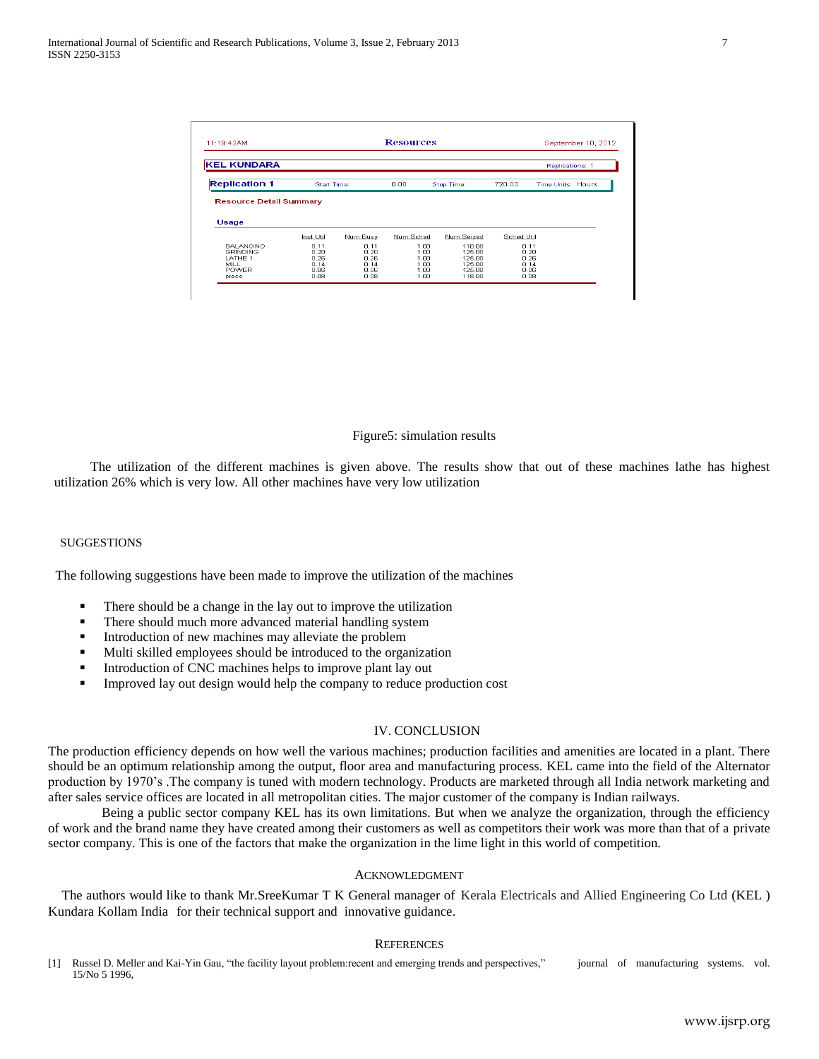11:19:42AM — Resources — September 10, 2012

**KEL KUNDARA** — Replications: 1

**Replication 1** — Start Time: 0.00 — Stop Time: 720.00 — Time Units: Hours

**Resource Detail Summary**

**Usage**

| | Inst Util | Num Busy | Num Sched | Num Seized | Sched Util |
|---|---|---|---|---|---|
| BALANCING | 0.11 | 0.11 | 1.00 | 118.00 | 0.11 |
| GRINDING | 0.20 | 0.20 | 1.00 | 125.00 | 0.20 |
| LATHE 1 | 0.26 | 0.26 | 1.00 | 125.00 | 0.26 |
| MILL | 0.14 | 0.14 | 1.00 | 125.00 | 0.14 |
| POWER | 0.06 | 0.06 | 1.00 | 125.00 | 0.06 |
| press | 0.08 | 0.08 | 1.00 | 118.00 | 0.08 |

Figure5: simulation results

The utilization of the different machines is given above. The results show that out of these machines lathe has highest utilization 26% which is very low. All other machines have very low utilization

## SUGGESTIONS

The following suggestions have been made to improve the utilization of the machines

- There should be a change in the lay out to improve the utilization
- There should much more advanced material handling system
- Introduction of new machines may alleviate the problem
- Multi skilled employees should be introduced to the organization
- Introduction of CNC machines helps to improve plant lay out
- Improved lay out design would help the company to reduce production cost

## IV. CONCLUSION

The production efficiency depends on how well the various machines; production facilities and amenities are located in a plant. There should be an optimum relationship among the output, floor area and manufacturing process. KEL came into the field of the Alternator production by 1970's .The company is tuned with modern technology. Products are marketed through all India network marketing and after sales service offices are located in all metropolitan cities. The major customer of the company is Indian railways.

Being a public sector company KEL has its own limitations. But when we analyze the organization, through the efficiency of work and the brand name they have created among their customers as well as competitors their work was more than that of a private sector company. This is one of the factors that make the organization in the lime light in this world of competition.

## ACKNOWLEDGMENT

The authors would like to thank Mr.SreeKumar T K General manager of Kerala Electricals and Allied Engineering Co Ltd (KEL ) Kundara Kollam India for their technical support and innovative guidance.

## REFERENCES

[1] Russel D. Meller and Kai-Yin Gau, "the facility layout problem:recent and emerging trends and perspectives," journal of manufacturing systems. vol. 15/No 5 1996,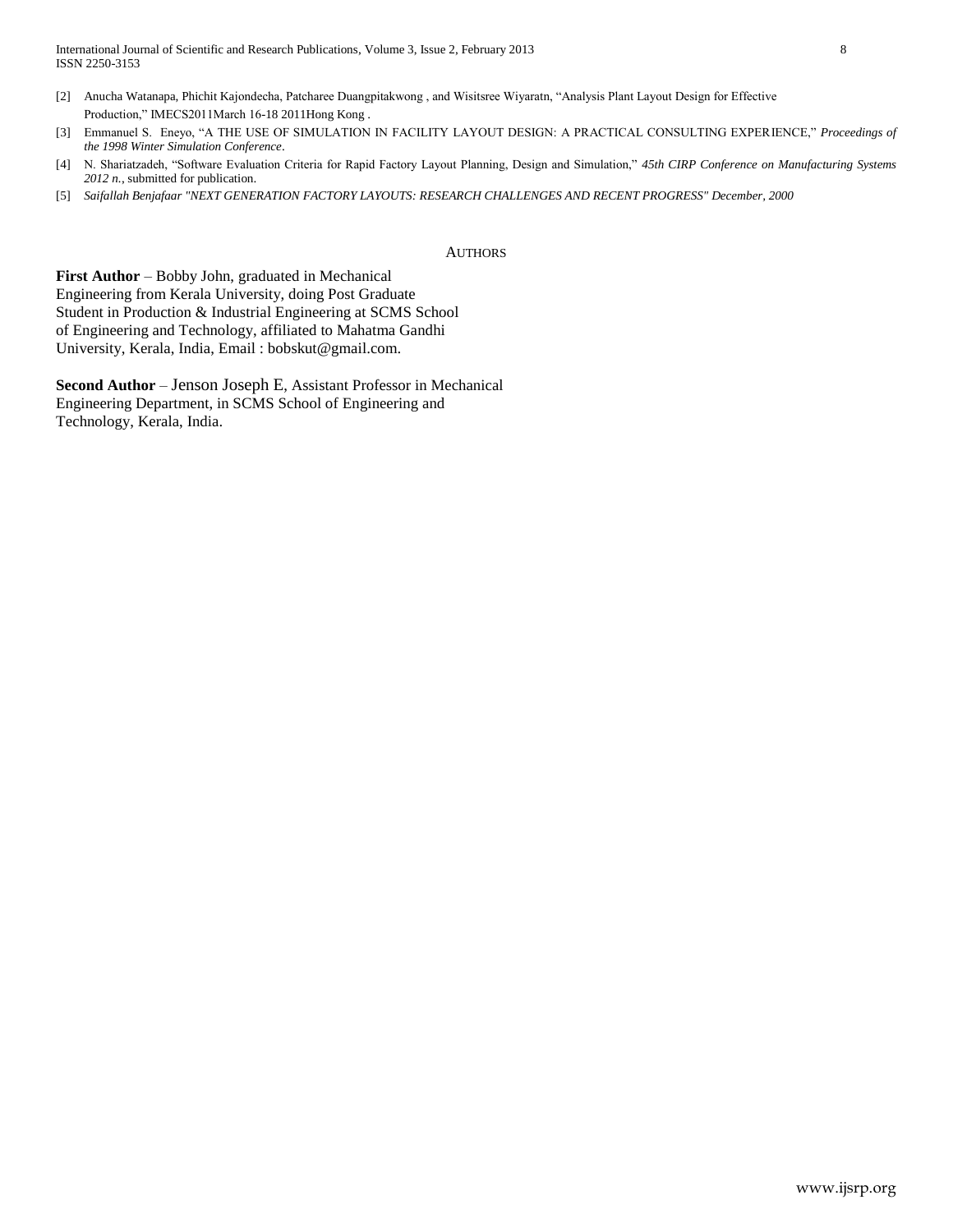[2] Anucha Watanapa, Phichit Kajondecha, Patcharee Duangpitakwong , and Wisitsree Wiyaratn, "Analysis Plant Layout Design for Effective Production," IMECS2011March 16-18 2011Hong Kong .

[3] Emmanuel S. Eneyo, "A THE USE OF SIMULATION IN FACILITY LAYOUT DESIGN: A PRACTICAL CONSULTING EXPERIENCE," *Proceedings of the 1998 Winter Simulation Conference*.

[4] N. Shariatzadeh, "Software Evaluation Criteria for Rapid Factory Layout Planning, Design and Simulation," *45th CIRP Conference on Manufacturing Systems 2012 n.*, submitted for publication.

[5] *Saifallah Benjafaar "NEXT GENERATION FACTORY LAYOUTS: RESEARCH CHALLENGES AND RECENT PROGRESS" December, 2000*

## AUTHORS

**First Author** – Bobby John, graduated in Mechanical Engineering from Kerala University, doing Post Graduate Student in Production & Industrial Engineering at SCMS School of Engineering and Technology, affiliated to Mahatma Gandhi University, Kerala, India, Email : bobskut@gmail.com.

**Second Author** – Jenson Joseph E, Assistant Professor in Mechanical Engineering Department, in SCMS School of Engineering and Technology, Kerala, India.